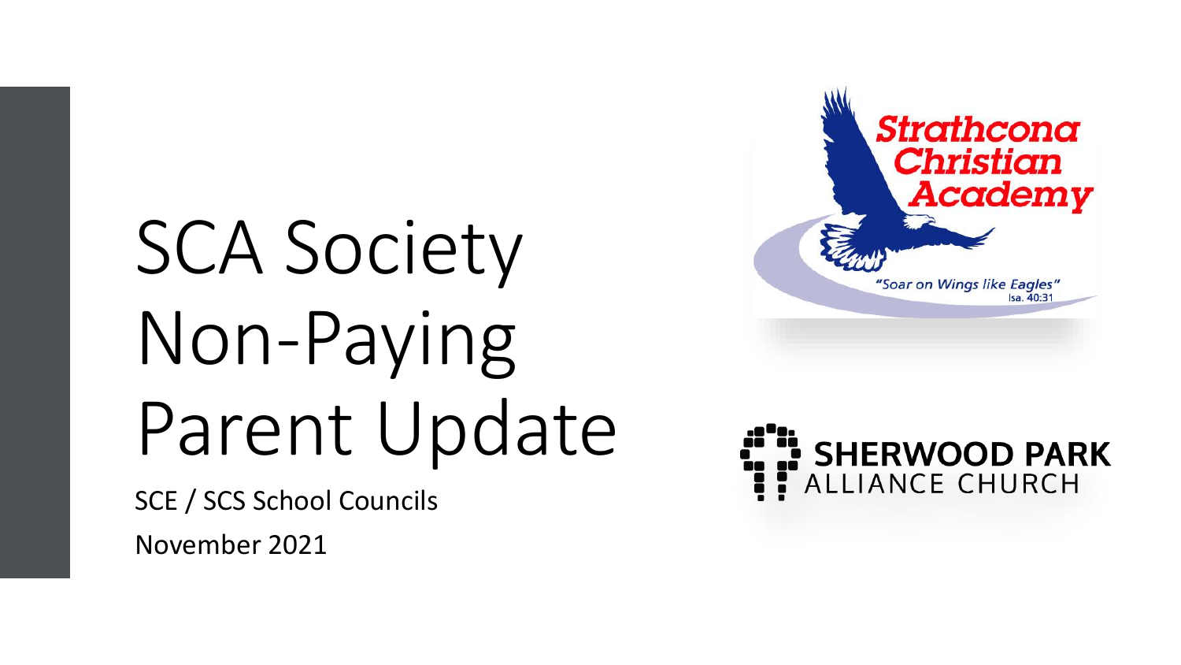# SCA Society Non-Paying Parent Update

SCE / SCS School Councils

November 2021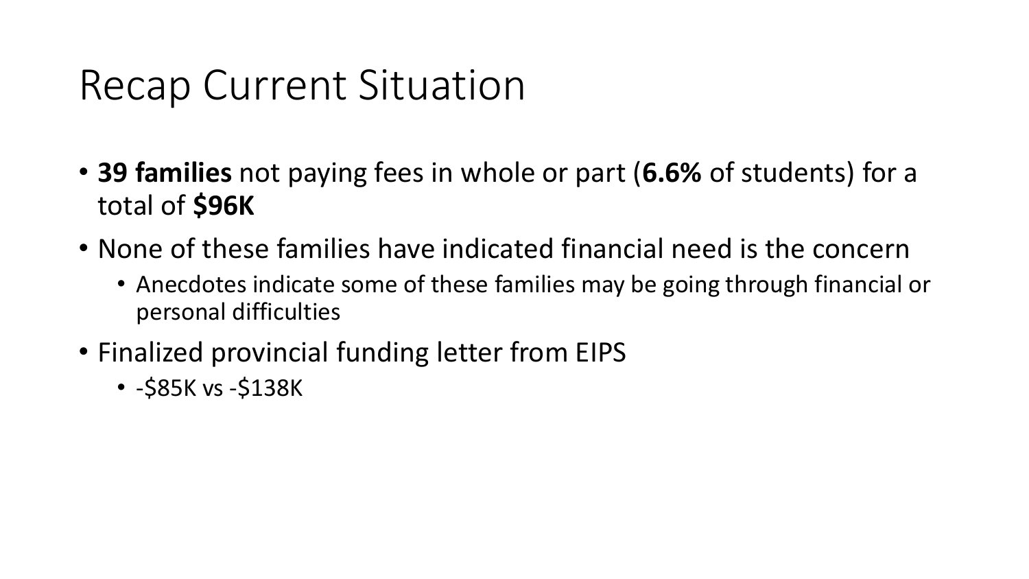# Recap Current Situation

- **39 families** not paying fees in whole or part (**6.6%** of students) for a total of **$96K**
- None of these families have indicated financial need is the concern
  - Anecdotes indicate some of these families may be going through financial or personal difficulties
- Finalized provincial funding letter from EIPS
  - -$85K vs -$138K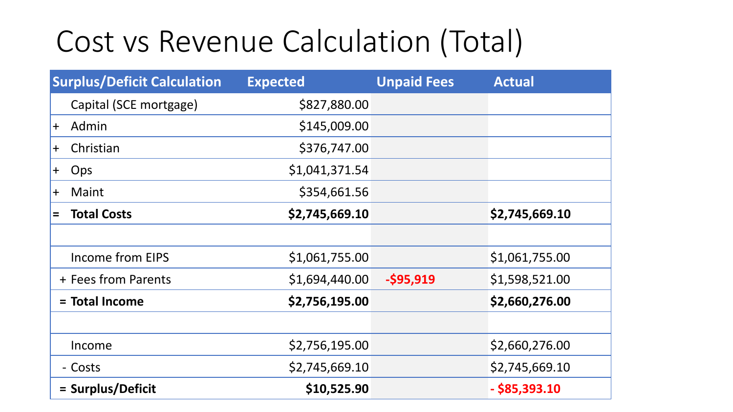# Cost vs Revenue Calculation (Total)

| Surplus/Deficit Calculation | Expected | Unpaid Fees | Actual |
|---|---|---|---|
| Capital (SCE mortgage) | $827,880.00 | | |
| + Admin | $145,009.00 | | |
| + Christian | $376,747.00 | | |
| + Ops | $1,041,371.54 | | |
| + Maint | $354,661.56 | | |
| = **Total Costs** | **$2,745,669.10** | | **$2,745,669.10** |
| | | | |
| Income from EIPS | $1,061,755.00 | | $1,061,755.00 |
| + Fees from Parents | $1,694,440.00 | **-$95,919** | $1,598,521.00 |
| = **Total Income** | **$2,756,195.00** | | **$2,660,276.00** |
| | | | |
| Income | $2,756,195.00 | | $2,660,276.00 |
| - Costs | $2,745,669.10 | | $2,745,669.10 |
| = **Surplus/Deficit** | **$10,525.90** | | **- $85,393.10** |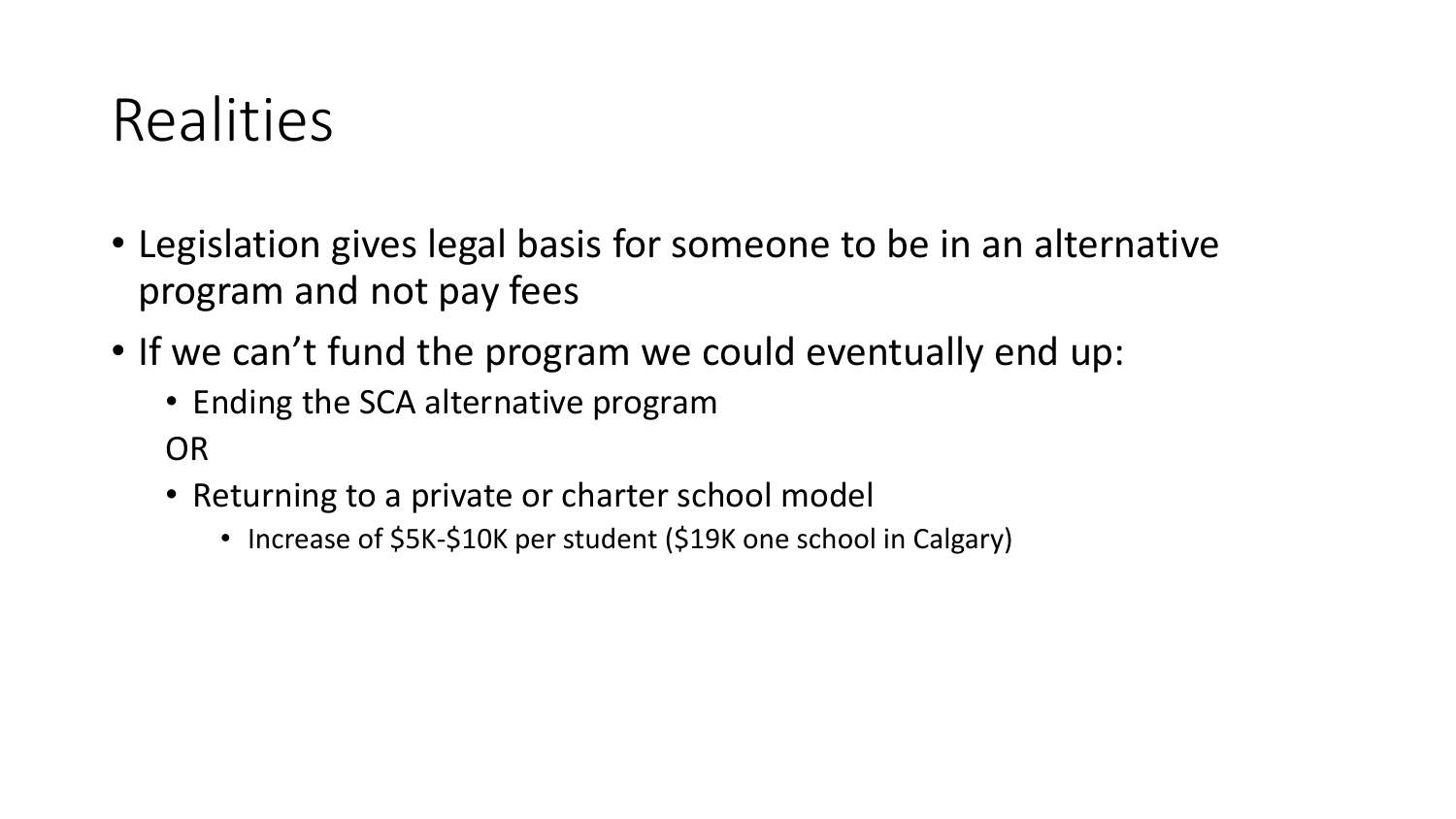# Realities

- Legislation gives legal basis for someone to be in an alternative program and not pay fees
- If we can't fund the program we could eventually end up:
  - Ending the SCA alternative program

  OR

  - Returning to a private or charter school model
    - Increase of $5K-$10K per student ($19K one school in Calgary)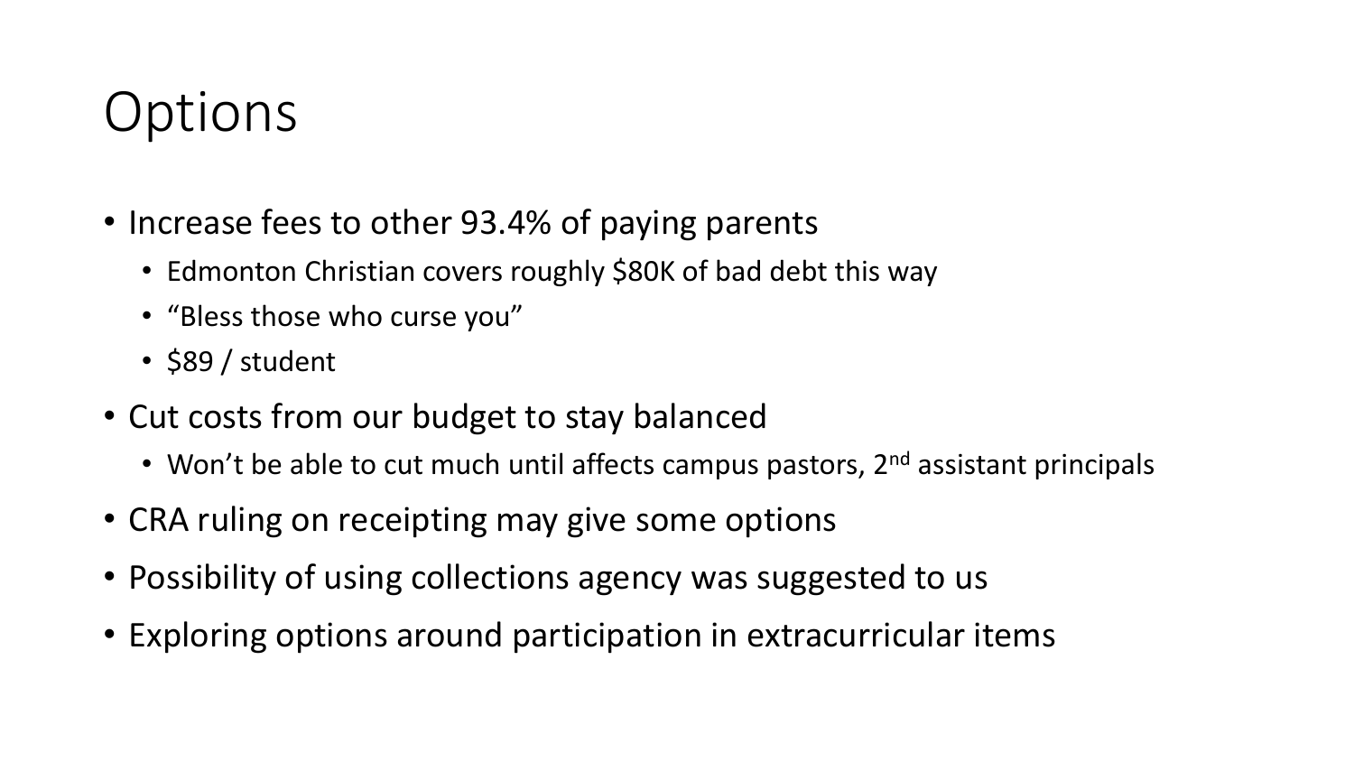# Options

- Increase fees to other 93.4% of paying parents
  - Edmonton Christian covers roughly $80K of bad debt this way
  - "Bless those who curse you"
  - $89 / student
- Cut costs from our budget to stay balanced
  - Won't be able to cut much until affects campus pastors, 2nd assistant principals
- CRA ruling on receipting may give some options
- Possibility of using collections agency was suggested to us
- Exploring options around participation in extracurricular items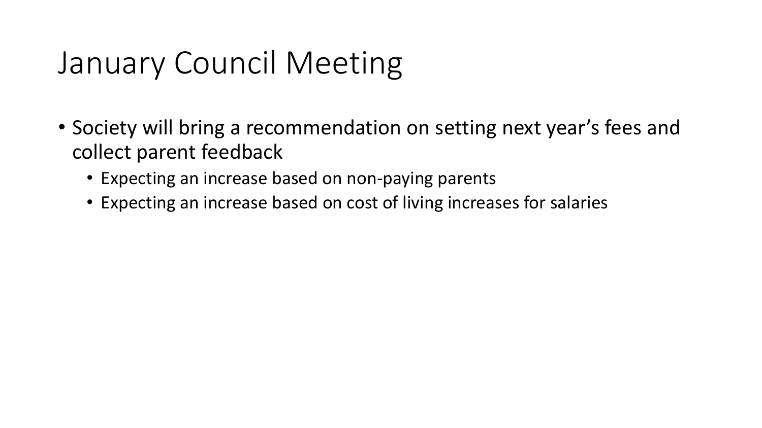# January Council Meeting

- Society will bring a recommendation on setting next year's fees and collect parent feedback
  - Expecting an increase based on non-paying parents
  - Expecting an increase based on cost of living increases for salaries